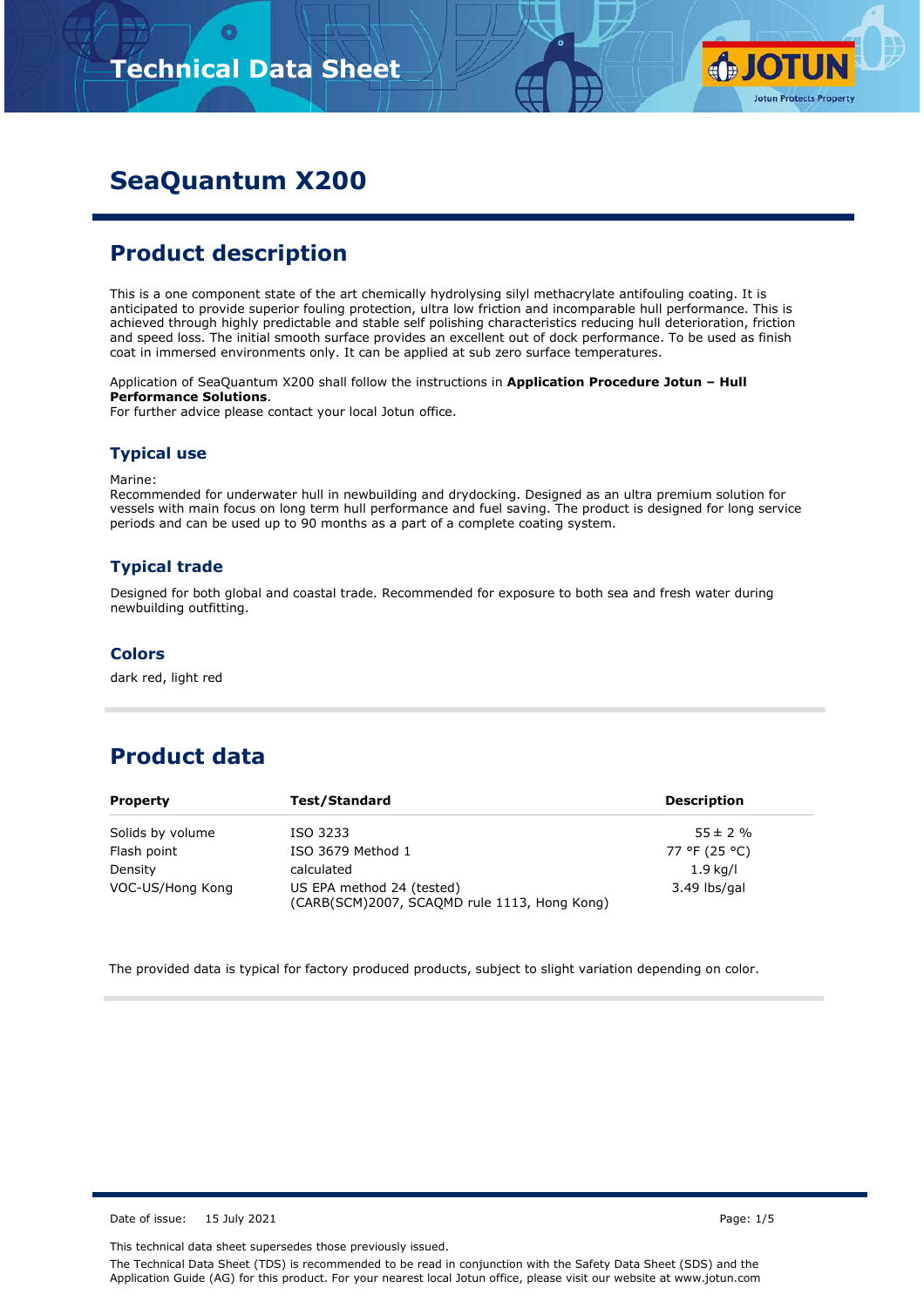# SeaQuantum X200

## Product description

This is a one component state of the art chemically hydrolysing silyl methacrylate antifouling coating. It is anticipated to provide superior fouling protection, ultra low friction and incomparable hull performance. This is achieved through highly predictable and stable self polishing characteristics reducing hull deterioration, friction and speed loss. The initial smooth surface provides an excellent out of dock performance. To be used as finish coat in immersed environments only. It can be applied at sub zero surface temperatures.

Application of SeaQuantum X200 shall follow the instructions in **Application Procedure Jotun – Hull Performance Solutions**.
For further advice please contact your local Jotun office.

### Typical use

Marine:
Recommended for underwater hull in newbuilding and drydocking. Designed as an ultra premium solution for vessels with main focus on long term hull performance and fuel saving. The product is designed for long service periods and can be used up to 90 months as a part of a complete coating system.

### Typical trade

Designed for both global and coastal trade. Recommended for exposure to both sea and fresh water during newbuilding outfitting.

### Colors

dark red, light red

## Product data

| Property | Test/Standard | Description |
|---|---|---|
| Solids by volume | ISO 3233 | 55 ± 2 % |
| Flash point | ISO 3679 Method 1 | 77 °F (25 °C) |
| Density | calculated | 1.9 kg/l |
| VOC-US/Hong Kong | US EPA method 24 (tested) (CARB(SCM)2007, SCAQMD rule 1113, Hong Kong) | 3.49 lbs/gal |

The provided data is typical for factory produced products, subject to slight variation depending on color.

Date of issue: 15 July 2021

This technical data sheet supersedes those previously issued.

The Technical Data Sheet (TDS) is recommended to be read in conjunction with the Safety Data Sheet (SDS) and the Application Guide (AG) for this product. For your nearest local Jotun office, please visit our website at www.jotun.com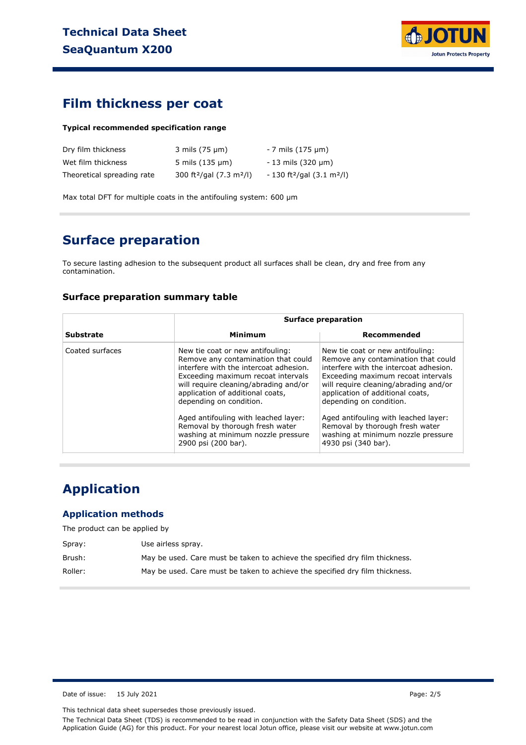## Film thickness per coat

**Typical recommended specification range**

| | | |
|---|---|---|
| Dry film thickness | 3 mils (75 µm) | - 7 mils (175 µm) |
| Wet film thickness | 5 mils (135 µm) | - 13 mils (320 µm) |
| Theoretical spreading rate | 300 ft²/gal (7.3 m²/l) | - 130 ft²/gal (3.1 m²/l) |

Max total DFT for multiple coats in the antifouling system: 600 µm

## Surface preparation

To secure lasting adhesion to the subsequent product all surfaces shall be clean, dry and free from any contamination.

### Surface preparation summary table

| | Surface preparation | |
|---|---|---|
| **Substrate** | **Minimum** | **Recommended** |
| Coated surfaces | New tie coat or new antifouling: Remove any contamination that could interfere with the intercoat adhesion. Exceeding maximum recoat intervals will require cleaning/abrading and/or application of additional coats, depending on condition.<br><br>Aged antifouling with leached layer: Removal by thorough fresh water washing at minimum nozzle pressure 2900 psi (200 bar). | New tie coat or new antifouling: Remove any contamination that could interfere with the intercoat adhesion. Exceeding maximum recoat intervals will require cleaning/abrading and/or application of additional coats, depending on condition.<br><br>Aged antifouling with leached layer: Removal by thorough fresh water washing at minimum nozzle pressure 4930 psi (340 bar). |

## Application

### Application methods

The product can be applied by

| | |
|---|---|
| Spray: | Use airless spray. |
| Brush: | May be used. Care must be taken to achieve the specified dry film thickness. |
| Roller: | May be used. Care must be taken to achieve the specified dry film thickness. |

Date of issue: 15 July 2021

This technical data sheet supersedes those previously issued.

The Technical Data Sheet (TDS) is recommended to be read in conjunction with the Safety Data Sheet (SDS) and the Application Guide (AG) for this product. For your nearest local Jotun office, please visit our website at www.jotun.com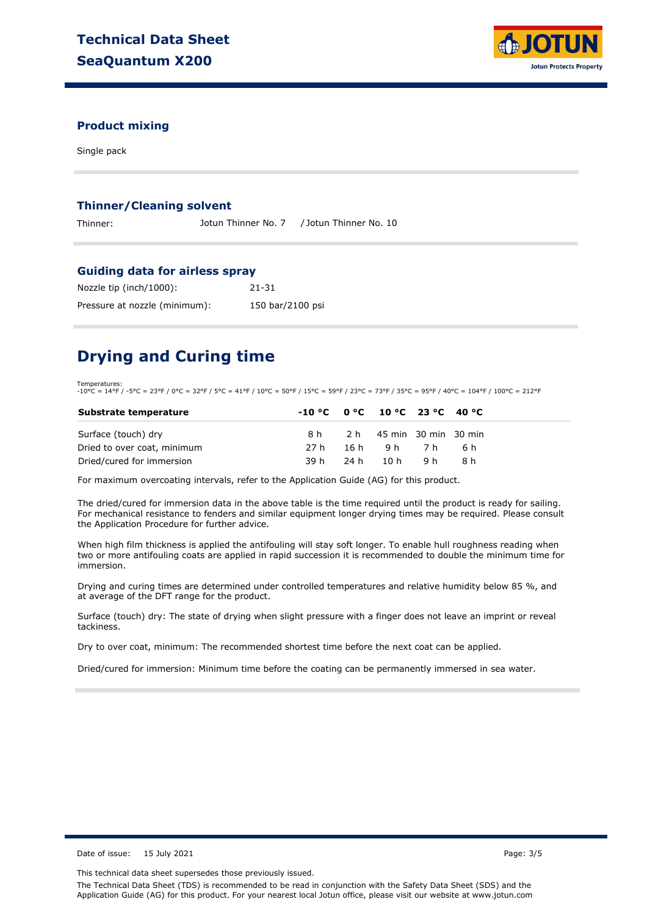### Product mixing

Single pack

### Thinner/Cleaning solvent

Thinner: Jotun Thinner No. 7 / Jotun Thinner No. 10

### Guiding data for airless spray

Nozzle tip (inch/1000): 21-31

Pressure at nozzle (minimum): 150 bar/2100 psi

## Drying and Curing time

Temperatures:
-10°C = 14°F / -5°C = 23°F / 0°C = 32°F / 5°C = 41°F / 10°C = 50°F / 15°C = 59°F / 23°C = 73°F / 35°C = 95°F / 40°C = 104°F / 100°C = 212°F

| Substrate temperature | -10 °C | 0 °C | 10 °C | 23 °C | 40 °C |
|---|---|---|---|---|---|
| Surface (touch) dry | 8 h | 2 h | 45 min | 30 min | 30 min |
| Dried to over coat, minimum | 27 h | 16 h | 9 h | 7 h | 6 h |
| Dried/cured for immersion | 39 h | 24 h | 10 h | 9 h | 8 h |

For maximum overcoating intervals, refer to the Application Guide (AG) for this product.

The dried/cured for immersion data in the above table is the time required until the product is ready for sailing. For mechanical resistance to fenders and similar equipment longer drying times may be required. Please consult the Application Procedure for further advice.

When high film thickness is applied the antifouling will stay soft longer. To enable hull roughness reading when two or more antifouling coats are applied in rapid succession it is recommended to double the minimum time for immersion.

Drying and curing times are determined under controlled temperatures and relative humidity below 85 %, and at average of the DFT range for the product.

Surface (touch) dry: The state of drying when slight pressure with a finger does not leave an imprint or reveal tackiness.

Dry to over coat, minimum: The recommended shortest time before the next coat can be applied.

Dried/cured for immersion: Minimum time before the coating can be permanently immersed in sea water.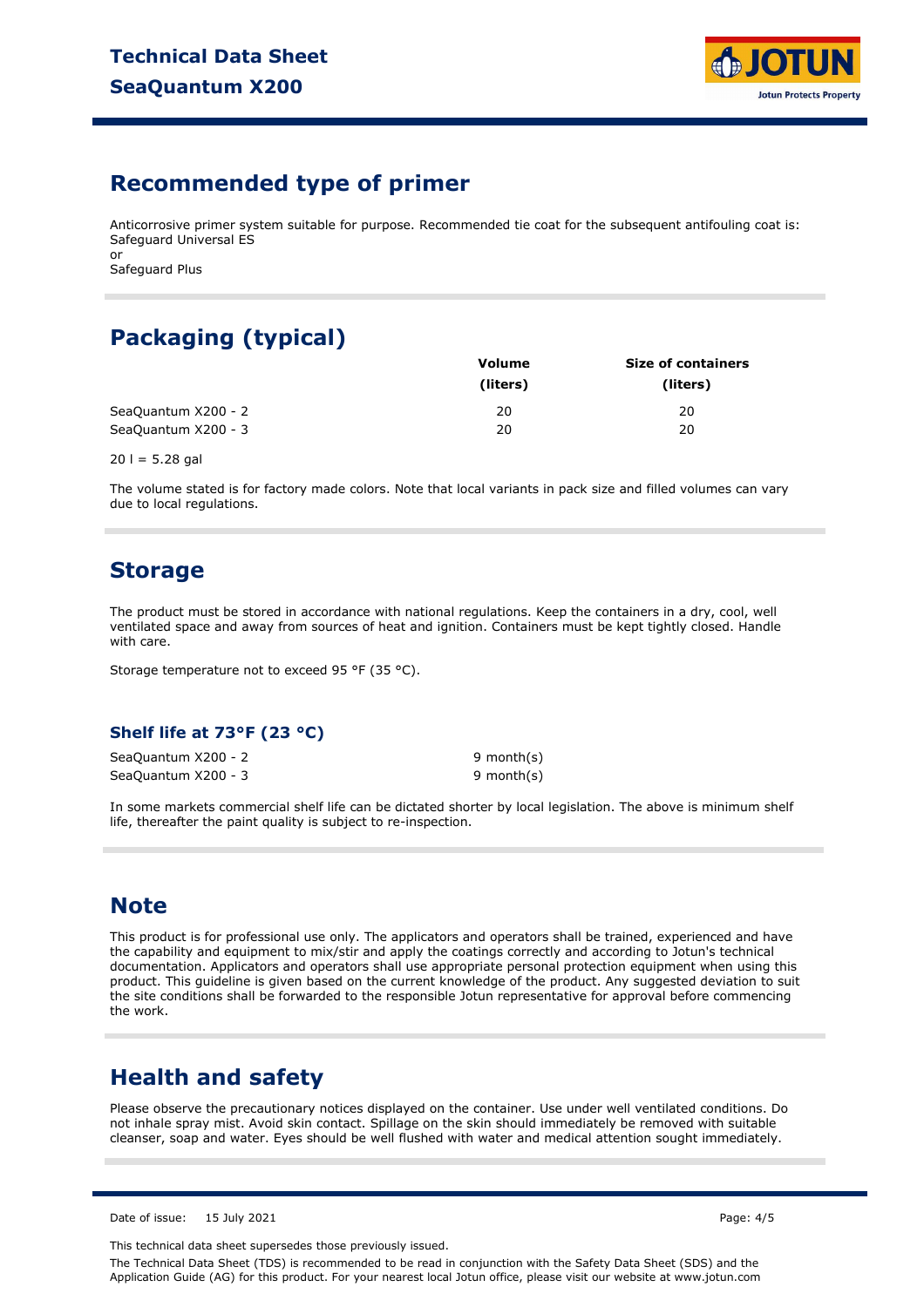## Recommended type of primer

Anticorrosive primer system suitable for purpose. Recommended tie coat for the subsequent antifouling coat is:
Safeguard Universal ES
or
Safeguard Plus

## Packaging (typical)

| | Volume (liters) | Size of containers (liters) |
|---|---|---|
| SeaQuantum X200 - 2 | 20 | 20 |
| SeaQuantum X200 - 3 | 20 | 20 |

20 l = 5.28 gal

The volume stated is for factory made colors. Note that local variants in pack size and filled volumes can vary due to local regulations.

## Storage

The product must be stored in accordance with national regulations. Keep the containers in a dry, cool, well ventilated space and away from sources of heat and ignition. Containers must be kept tightly closed. Handle with care.

Storage temperature not to exceed 95 °F (35 °C).

### Shelf life at 73°F (23 °C)

| | |
|---|---|
| SeaQuantum X200 - 2 | 9 month(s) |
| SeaQuantum X200 - 3 | 9 month(s) |

In some markets commercial shelf life can be dictated shorter by local legislation. The above is minimum shelf life, thereafter the paint quality is subject to re-inspection.

## Note

This product is for professional use only. The applicators and operators shall be trained, experienced and have the capability and equipment to mix/stir and apply the coatings correctly and according to Jotun's technical documentation. Applicators and operators shall use appropriate personal protection equipment when using this product. This guideline is given based on the current knowledge of the product. Any suggested deviation to suit the site conditions shall be forwarded to the responsible Jotun representative for approval before commencing the work.

## Health and safety

Please observe the precautionary notices displayed on the container. Use under well ventilated conditions. Do not inhale spray mist. Avoid skin contact. Spillage on the skin should immediately be removed with suitable cleanser, soap and water. Eyes should be well flushed with water and medical attention sought immediately.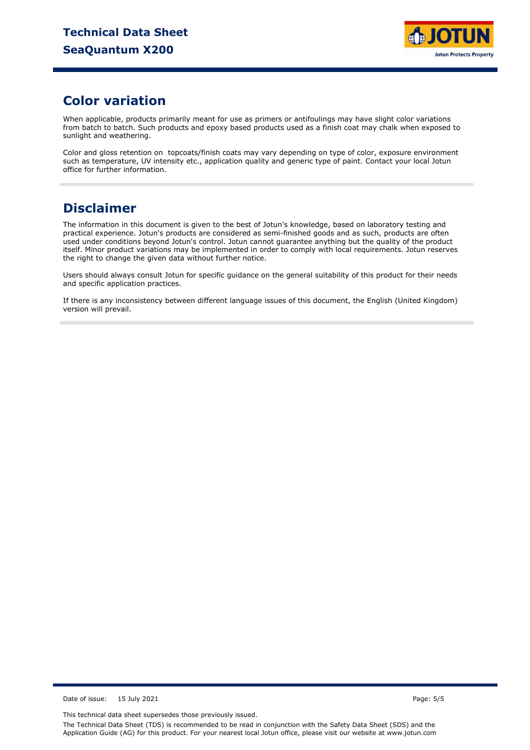## Color variation

When applicable, products primarily meant for use as primers or antifoulings may have slight color variations from batch to batch. Such products and epoxy based products used as a finish coat may chalk when exposed to sunlight and weathering.

Color and gloss retention on topcoats/finish coats may vary depending on type of color, exposure environment such as temperature, UV intensity etc., application quality and generic type of paint. Contact your local Jotun office for further information.

## Disclaimer

The information in this document is given to the best of Jotun's knowledge, based on laboratory testing and practical experience. Jotun's products are considered as semi-finished goods and as such, products are often used under conditions beyond Jotun's control. Jotun cannot guarantee anything but the quality of the product itself. Minor product variations may be implemented in order to comply with local requirements. Jotun reserves the right to change the given data without further notice.

Users should always consult Jotun for specific guidance on the general suitability of this product for their needs and specific application practices.

If there is any inconsistency between different language issues of this document, the English (United Kingdom) version will prevail.